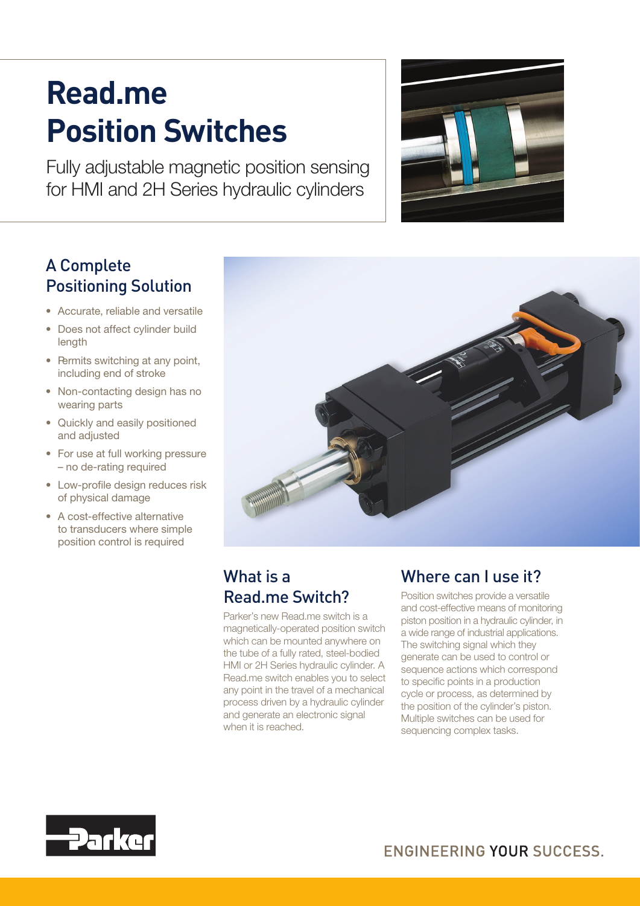# Read.me Position Switches

Fully adjustable magnetic position sensing for HMI and 2H Series hydraulic cylinders

## A Complete Positioning Solution

- Accurate, reliable and versatile
- Does not affect cylinder build length
- Permits switching at any point, including end of stroke
- Non-contacting design has no wearing parts
- Quickly and easily positioned and adjusted
- For use at full working pressure – no de-rating required
- Low-profile design reduces risk of physical damage
- A cost-effective alternative to transducers where simple position control is required

## What is a Read.me Switch?

Parker's new Read.me switch is a magnetically-operated position switch which can be mounted anywhere on the tube of a fully rated, steel-bodied HMI or 2H Series hydraulic cylinder. A Read.me switch enables you to select any point in the travel of a mechanical process driven by a hydraulic cylinder and generate an electronic signal when it is reached.

## Where can I use it?

Position switches provide a versatile and cost-effective means of monitoring piston position in a hydraulic cylinder, in a wide range of industrial applications. The switching signal which they generate can be used to control or sequence actions which correspond to specific points in a production cycle or process, as determined by the position of the cylinder's piston. Multiple switches can be used for sequencing complex tasks.

Parker

ENGINEERING YOUR SUCCESS.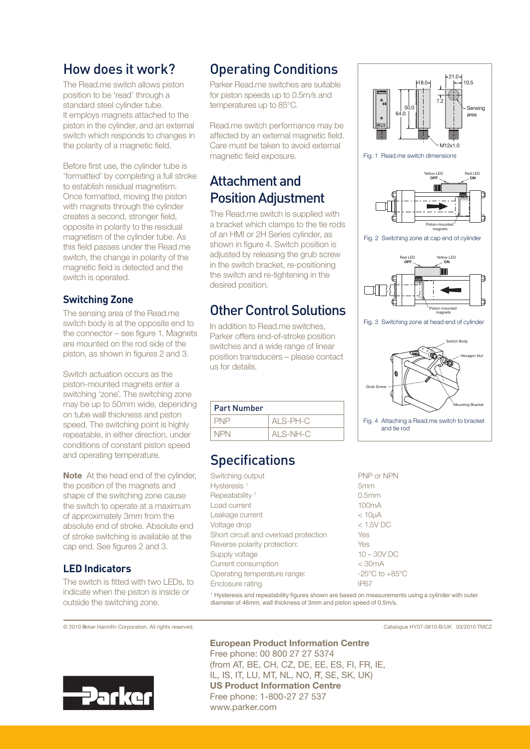## How does it work?

The Read.me switch allows piston position to be 'read' through a standard steel cylinder tube. It employs magnets attached to the piston in the cylinder, and an external switch which responds to changes in the polarity of a magnetic field.

Before first use, the cylinder tube is 'formatted' by completing a full stroke to establish residual magnetism. Once formatted, moving the piston with magnets through the cylinder creates a second, stronger field, opposite in polarity to the residual magnetism of the cylinder tube. As this field passes under the Read.me switch, the change in polarity of the magnetic field is detected and the switch is operated.

### Switching Zone

The sensing area of the Read.me switch body is at the opposite end to the connector – see figure 1. Magnets are mounted on the rod side of the piston, as shown in figures 2 and 3.

Switch actuation occurs as the piston-mounted magnets enter a switching 'zone'. The switching zone may be up to 50mm wide, depending on tube wall thickness and piston speed. The switching point is highly repeatable, in either direction, under conditions of constant piston speed and operating temperature.

**Note** At the head end of the cylinder, the position of the magnets and shape of the switching zone cause the switch to operate at a maximum of approximately 3mm from the absolute end of stroke. Absolute end of stroke switching is available at the cap end. See figures 2 and 3.

### LED Indicators

The switch is fitted with two LEDs, to indicate when the piston is inside or outside the switching zone.

## Operating Conditions

Parker Read.me switches are suitable for piston speeds up to 0.5m/s and temperatures up to 85°C.

Read.me switch performance may be affected by an external magnetic field. Care must be taken to avoid external magnetic field exposure.

## Attachment and Position Adjustment

The Read.me switch is supplied with a bracket which clamps to the tie rods of an HMI or 2H Series cylinder, as shown in figure 4. Switch position is adjusted by releasing the grub screw in the switch bracket, re-positioning the switch and re-tightening in the desired position.

## Other Control Solutions

In addition to Read.me switches, Parker offers end-of-stroke position switches and a wide range of linear position transducers – please contact us for details.

| Part Number | |
|---|---|
| PNP | ALS-PH-C |
| NPN | ALS-NH-C |

18.0
21.0
10.5
7.2
50.0
64.0
Sensing area
M12x1.0

Fig. 1 Read.me switch dimensions

Yellow LED OFF
Red LED ON
Piston-mounted magnets

Fig. 2 Switching zone at cap end of cylinder

Red LED OFF
Yellow LED ON
Piston-mounted magnets

Fig. 3 Switching zone at head end of cylinder

Switch Body
Hexagon Nut
Grub Screw
Mounting Bracket

Fig. 4 Attaching a Read.me switch to bracket and tie rod

## Specifications

| | |
|---|---|
| Switching output | PNP or NPN |
| Hysteresis [1] | 5mm |
| Repeatability [1] | 0.5mm |
| Load current | 100mA |
| Leakage current | < 10µA |
| Voltage drop | < 1.5V DC |
| Short circuit and overload protection | Yes |
| Reverse polarity protection: | Yes |
| Supply voltage | 10 – 30V DC |
| Current consumption | < 30mA |
| Operating temperature range: | -25°C to +85°C |
| Enclosure rating | IP67 |

[1] Hysteresis and repeatability figures shown are based on measurements using a cylinder with outer diameter of 46mm, wall thickness of 3mm and piston speed of 0.5m/s.

© 2010 Parker Hannifin Corporation. All rights reserved.

Catalogue HY07-0810-B/UK 03/2010 TMCZ

**European Product Information Centre**
Free phone: 00 800 27 27 5374
(from AT, BE, CH, CZ, DE, EE, ES, FI, FR, IE, IL, IS, IT, LU, MT, NL, NO, PT, SE, SK, UK)
**US Product Information Centre**
Free phone: 1-800-27 27 537
www.parker.com